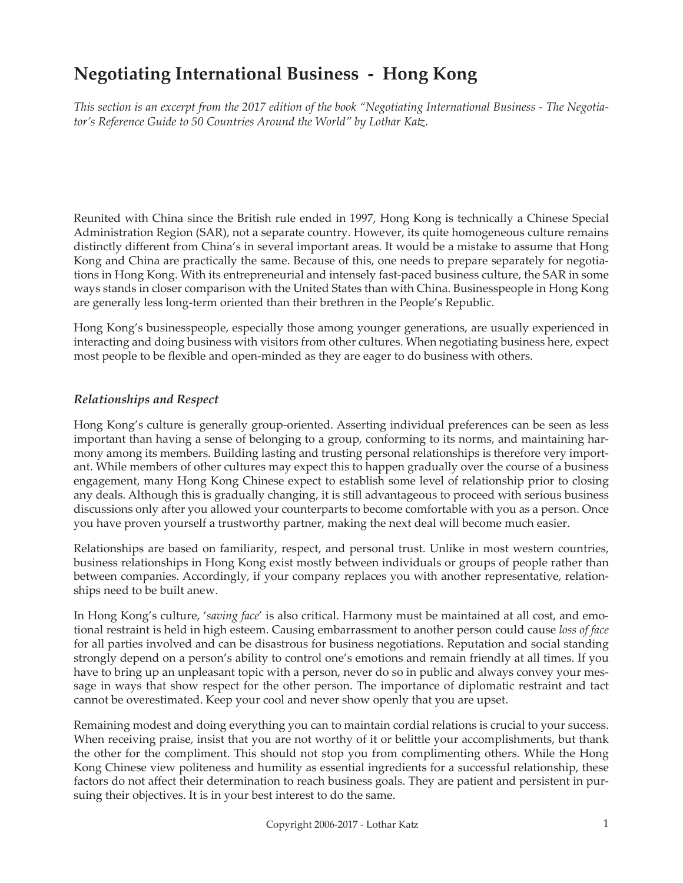# Negotiating International Business - Hong Kong

*This section is an excerpt from the 2017 edition of the book "Negotiating International Business - The Negotiator's Reference Guide to 50 Countries Around the World" by Lothar Katz.*

Reunited with China since the British rule ended in 1997, Hong Kong is technically a Chinese Special Administration Region (SAR), not a separate country. However, its quite homogeneous culture remains distinctly different from China's in several important areas. It would be a mistake to assume that Hong Kong and China are practically the same. Because of this, one needs to prepare separately for negotiations in Hong Kong. With its entrepreneurial and intensely fast-paced business culture, the SAR in some ways stands in closer comparison with the United States than with China. Businesspeople in Hong Kong are generally less long-term oriented than their brethren in the People's Republic.

Hong Kong's businesspeople, especially those among younger generations, are usually experienced in interacting and doing business with visitors from other cultures. When negotiating business here, expect most people to be flexible and open-minded as they are eager to do business with others.

### *Relationships and Respect*

Hong Kong's culture is generally group-oriented. Asserting individual preferences can be seen as less important than having a sense of belonging to a group, conforming to its norms, and maintaining harmony among its members. Building lasting and trusting personal relationships is therefore very important. While members of other cultures may expect this to happen gradually over the course of a business engagement, many Hong Kong Chinese expect to establish some level of relationship prior to closing any deals. Although this is gradually changing, it is still advantageous to proceed with serious business discussions only after you allowed your counterparts to become comfortable with you as a person. Once you have proven yourself a trustworthy partner, making the next deal will become much easier.

Relationships are based on familiarity, respect, and personal trust. Unlike in most western countries, business relationships in Hong Kong exist mostly between individuals or groups of people rather than between companies. Accordingly, if your company replaces you with another representative, relationships need to be built anew.

In Hong Kong's culture, '*saving face*' is also critical. Harmony must be maintained at all cost, and emotional restraint is held in high esteem. Causing embarrassment to another person could cause *loss of face* for all parties involved and can be disastrous for business negotiations. Reputation and social standing strongly depend on a person's ability to control one's emotions and remain friendly at all times. If you have to bring up an unpleasant topic with a person, never do so in public and always convey your message in ways that show respect for the other person. The importance of diplomatic restraint and tact cannot be overestimated. Keep your cool and never show openly that you are upset.

Remaining modest and doing everything you can to maintain cordial relations is crucial to your success. When receiving praise, insist that you are not worthy of it or belittle your accomplishments, but thank the other for the compliment. This should not stop you from complimenting others. While the Hong Kong Chinese view politeness and humility as essential ingredients for a successful relationship, these factors do not affect their determination to reach business goals. They are patient and persistent in pursuing their objectives. It is in your best interest to do the same.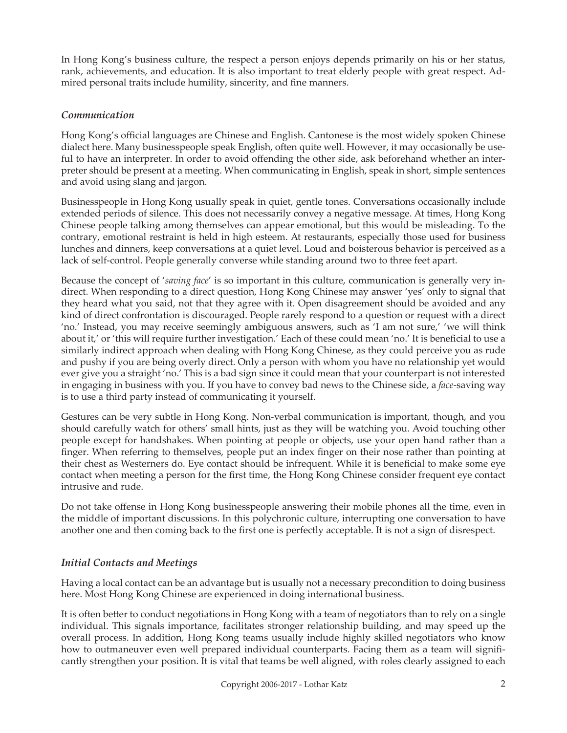In Hong Kong's business culture, the respect a person enjoys depends primarily on his or her status, rank, achievements, and education. It is also important to treat elderly people with great respect. Admired personal traits include humility, sincerity, and fine manners.

### *Communication*

Hong Kong's official languages are Chinese and English. Cantonese is the most widely spoken Chinese dialect here. Many businesspeople speak English, often quite well. However, it may occasionally be useful to have an interpreter. In order to avoid offending the other side, ask beforehand whether an interpreter should be present at a meeting. When communicating in English, speak in short, simple sentences and avoid using slang and jargon.

Businesspeople in Hong Kong usually speak in quiet, gentle tones. Conversations occasionally include extended periods of silence. This does not necessarily convey a negative message. At times, Hong Kong Chinese people talking among themselves can appear emotional, but this would be misleading. To the contrary, emotional restraint is held in high esteem. At restaurants, especially those used for business lunches and dinners, keep conversations at a quiet level. Loud and boisterous behavior is perceived as a lack of self-control. People generally converse while standing around two to three feet apart.

Because the concept of '*saving face*' is so important in this culture, communication is generally very indirect. When responding to a direct question, Hong Kong Chinese may answer 'yes' only to signal that they heard what you said, not that they agree with it. Open disagreement should be avoided and any kind of direct confrontation is discouraged. People rarely respond to a question or request with a direct 'no.' Instead, you may receive seemingly ambiguous answers, such as 'I am not sure,' 'we will think about it,' or 'this will require further investigation.' Each of these could mean 'no.' It is beneficial to use a similarly indirect approach when dealing with Hong Kong Chinese, as they could perceive you as rude and pushy if you are being overly direct. Only a person with whom you have no relationship yet would ever give you a straight 'no.' This is a bad sign since it could mean that your counterpart is not interested in engaging in business with you. If you have to convey bad news to the Chinese side, a *face*-saving way is to use a third party instead of communicating it yourself.

Gestures can be very subtle in Hong Kong. Non-verbal communication is important, though, and you should carefully watch for others' small hints, just as they will be watching you. Avoid touching other people except for handshakes. When pointing at people or objects, use your open hand rather than a finger. When referring to themselves, people put an index finger on their nose rather than pointing at their chest as Westerners do. Eye contact should be infrequent. While it is beneficial to make some eye contact when meeting a person for the first time, the Hong Kong Chinese consider frequent eye contact intrusive and rude.

Do not take offense in Hong Kong businesspeople answering their mobile phones all the time, even in the middle of important discussions. In this polychronic culture, interrupting one conversation to have another one and then coming back to the first one is perfectly acceptable. It is not a sign of disrespect.

### *Initial Contacts and Meetings*

Having a local contact can be an advantage but is usually not a necessary precondition to doing business here. Most Hong Kong Chinese are experienced in doing international business.

It is often better to conduct negotiations in Hong Kong with a team of negotiators than to rely on a single individual. This signals importance, facilitates stronger relationship building, and may speed up the overall process. In addition, Hong Kong teams usually include highly skilled negotiators who know how to outmaneuver even well prepared individual counterparts. Facing them as a team will significantly strengthen your position. It is vital that teams be well aligned, with roles clearly assigned to each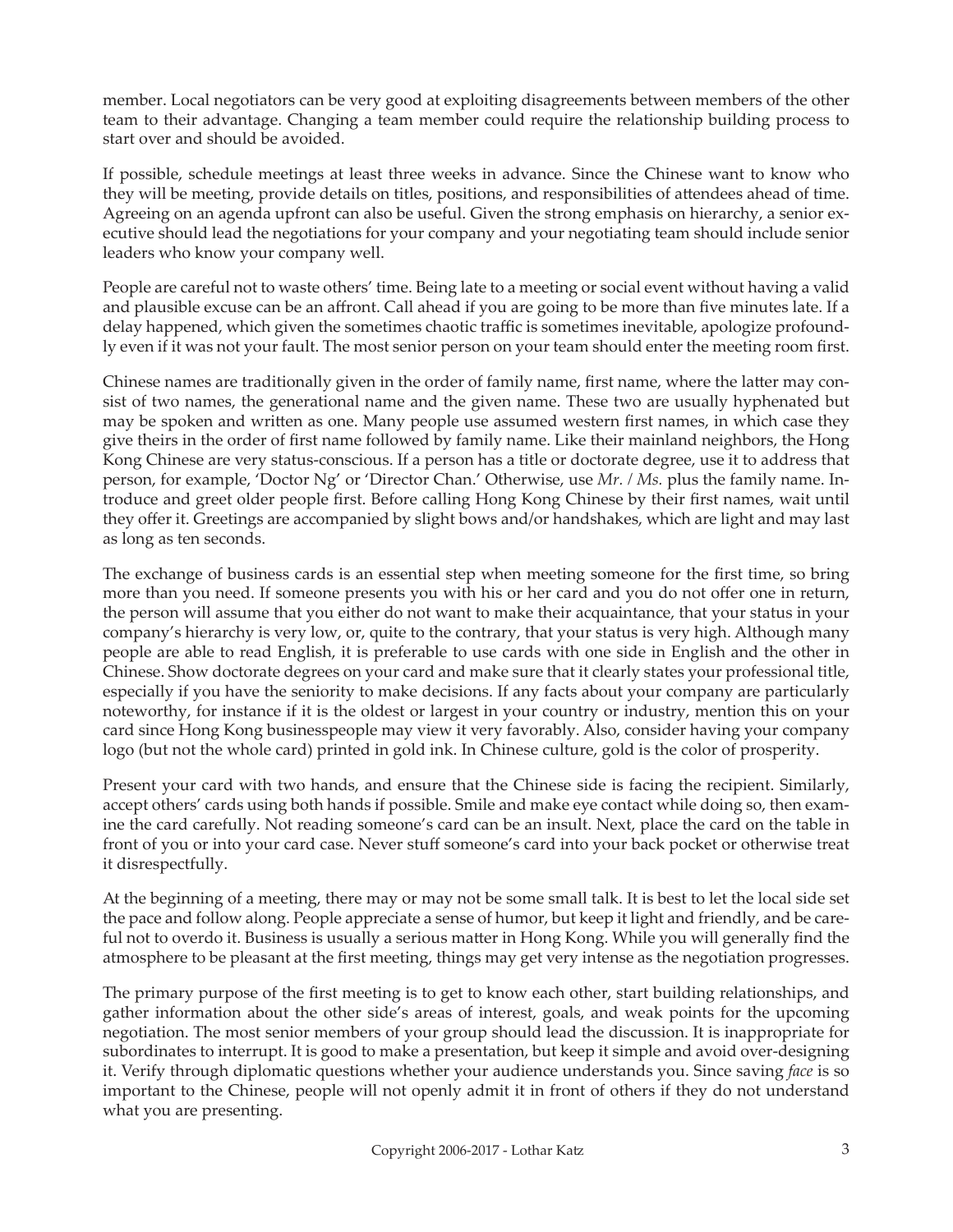member. Local negotiators can be very good at exploiting disagreements between members of the other team to their advantage. Changing a team member could require the relationship building process to start over and should be avoided.

If possible, schedule meetings at least three weeks in advance. Since the Chinese want to know who they will be meeting, provide details on titles, positions, and responsibilities of attendees ahead of time. Agreeing on an agenda upfront can also be useful. Given the strong emphasis on hierarchy, a senior executive should lead the negotiations for your company and your negotiating team should include senior leaders who know your company well.

People are careful not to waste others' time. Being late to a meeting or social event without having a valid and plausible excuse can be an affront. Call ahead if you are going to be more than five minutes late. If a delay happened, which given the sometimes chaotic traffic is sometimes inevitable, apologize profoundly even if it was not your fault. The most senior person on your team should enter the meeting room first.

Chinese names are traditionally given in the order of family name, first name, where the latter may consist of two names, the generational name and the given name. These two are usually hyphenated but may be spoken and written as one. Many people use assumed western first names, in which case they give theirs in the order of first name followed by family name. Like their mainland neighbors, the Hong Kong Chinese are very status-conscious. If a person has a title or doctorate degree, use it to address that person, for example, 'Doctor Ng' or 'Director Chan.' Otherwise, use *Mr.* / *Ms.* plus the family name. Introduce and greet older people first. Before calling Hong Kong Chinese by their first names, wait until they offer it. Greetings are accompanied by slight bows and/or handshakes, which are light and may last as long as ten seconds.

The exchange of business cards is an essential step when meeting someone for the first time, so bring more than you need. If someone presents you with his or her card and you do not offer one in return, the person will assume that you either do not want to make their acquaintance, that your status in your company's hierarchy is very low, or, quite to the contrary, that your status is very high. Although many people are able to read English, it is preferable to use cards with one side in English and the other in Chinese. Show doctorate degrees on your card and make sure that it clearly states your professional title, especially if you have the seniority to make decisions. If any facts about your company are particularly noteworthy, for instance if it is the oldest or largest in your country or industry, mention this on your card since Hong Kong businesspeople may view it very favorably. Also, consider having your company logo (but not the whole card) printed in gold ink. In Chinese culture, gold is the color of prosperity.

Present your card with two hands, and ensure that the Chinese side is facing the recipient. Similarly, accept others' cards using both hands if possible. Smile and make eye contact while doing so, then examine the card carefully. Not reading someone's card can be an insult. Next, place the card on the table in front of you or into your card case. Never stuff someone's card into your back pocket or otherwise treat it disrespectfully.

At the beginning of a meeting, there may or may not be some small talk. It is best to let the local side set the pace and follow along. People appreciate a sense of humor, but keep it light and friendly, and be careful not to overdo it. Business is usually a serious matter in Hong Kong. While you will generally find the atmosphere to be pleasant at the first meeting, things may get very intense as the negotiation progresses.

The primary purpose of the first meeting is to get to know each other, start building relationships, and gather information about the other side's areas of interest, goals, and weak points for the upcoming negotiation. The most senior members of your group should lead the discussion. It is inappropriate for subordinates to interrupt. It is good to make a presentation, but keep it simple and avoid over-designing it. Verify through diplomatic questions whether your audience understands you. Since saving *face* is so important to the Chinese, people will not openly admit it in front of others if they do not understand what you are presenting.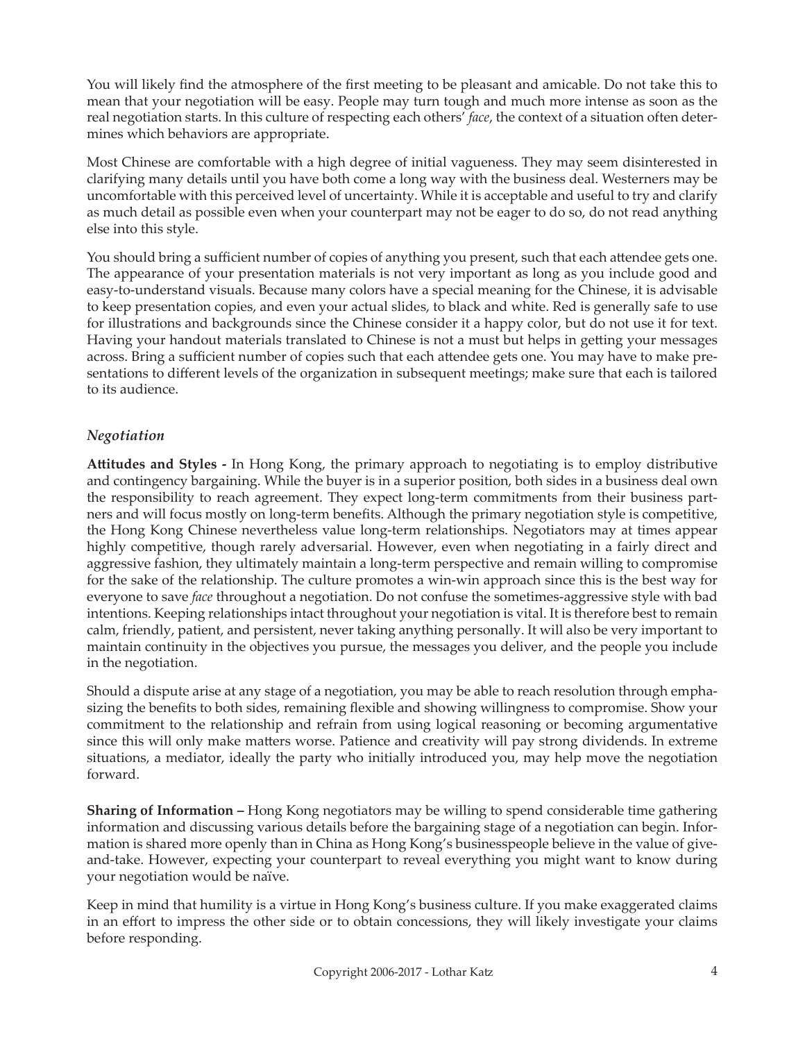You will likely find the atmosphere of the first meeting to be pleasant and amicable. Do not take this to mean that your negotiation will be easy. People may turn tough and much more intense as soon as the real negotiation starts. In this culture of respecting each others' *face*, the context of a situation often determines which behaviors are appropriate.

Most Chinese are comfortable with a high degree of initial vagueness. They may seem disinterested in clarifying many details until you have both come a long way with the business deal. Westerners may be uncomfortable with this perceived level of uncertainty. While it is acceptable and useful to try and clarify as much detail as possible even when your counterpart may not be eager to do so, do not read anything else into this style.

You should bring a sufficient number of copies of anything you present, such that each attendee gets one. The appearance of your presentation materials is not very important as long as you include good and easy-to-understand visuals. Because many colors have a special meaning for the Chinese, it is advisable to keep presentation copies, and even your actual slides, to black and white. Red is generally safe to use for illustrations and backgrounds since the Chinese consider it a happy color, but do not use it for text. Having your handout materials translated to Chinese is not a must but helps in getting your messages across. Bring a sufficient number of copies such that each attendee gets one. You may have to make presentations to different levels of the organization in subsequent meetings; make sure that each is tailored to its audience.

### *Negotiation*

**Attitudes and Styles -** In Hong Kong, the primary approach to negotiating is to employ distributive and contingency bargaining. While the buyer is in a superior position, both sides in a business deal own the responsibility to reach agreement. They expect long-term commitments from their business partners and will focus mostly on long-term benefits. Although the primary negotiation style is competitive, the Hong Kong Chinese nevertheless value long-term relationships. Negotiators may at times appear highly competitive, though rarely adversarial. However, even when negotiating in a fairly direct and aggressive fashion, they ultimately maintain a long-term perspective and remain willing to compromise for the sake of the relationship. The culture promotes a win-win approach since this is the best way for everyone to save *face* throughout a negotiation. Do not confuse the sometimes-aggressive style with bad intentions. Keeping relationships intact throughout your negotiation is vital. It is therefore best to remain calm, friendly, patient, and persistent, never taking anything personally. It will also be very important to maintain continuity in the objectives you pursue, the messages you deliver, and the people you include in the negotiation.

Should a dispute arise at any stage of a negotiation, you may be able to reach resolution through emphasizing the benefits to both sides, remaining flexible and showing willingness to compromise. Show your commitment to the relationship and refrain from using logical reasoning or becoming argumentative since this will only make matters worse. Patience and creativity will pay strong dividends. In extreme situations, a mediator, ideally the party who initially introduced you, may help move the negotiation forward.

**Sharing of Information –** Hong Kong negotiators may be willing to spend considerable time gathering information and discussing various details before the bargaining stage of a negotiation can begin. Information is shared more openly than in China as Hong Kong's businesspeople believe in the value of give-and-take. However, expecting your counterpart to reveal everything you might want to know during your negotiation would be naïve.

Keep in mind that humility is a virtue in Hong Kong's business culture. If you make exaggerated claims in an effort to impress the other side or to obtain concessions, they will likely investigate your claims before responding.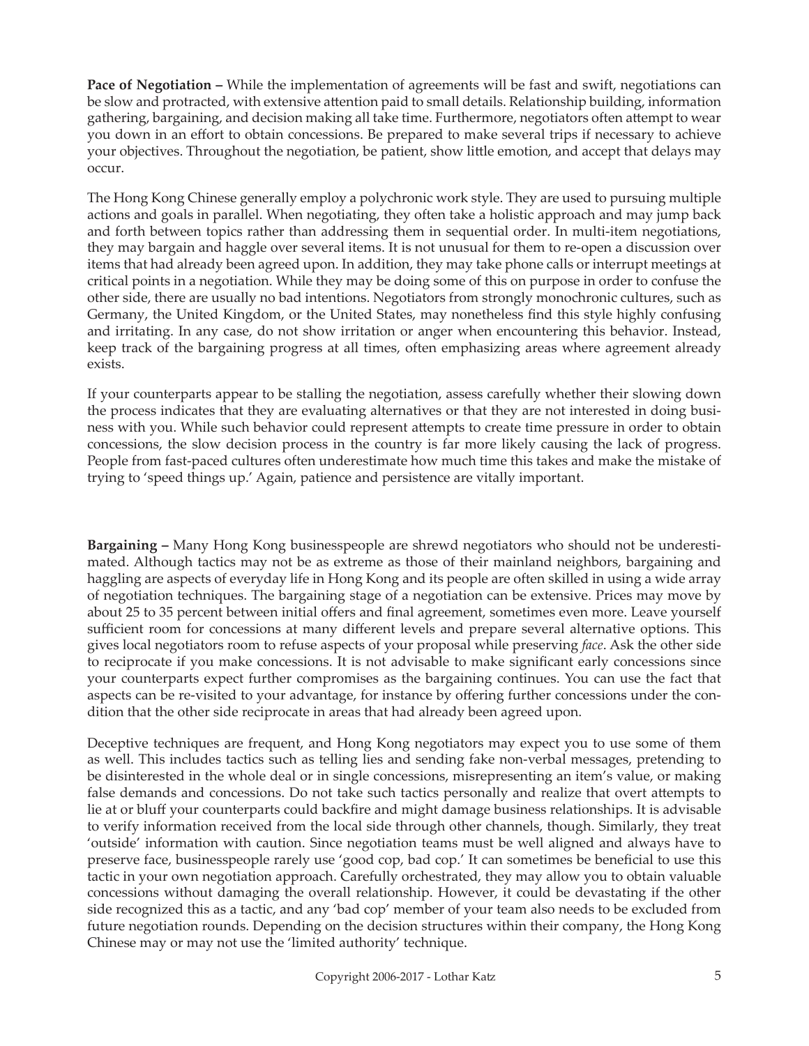**Pace of Negotiation –** While the implementation of agreements will be fast and swift, negotiations can be slow and protracted, with extensive attention paid to small details. Relationship building, information gathering, bargaining, and decision making all take time. Furthermore, negotiators often attempt to wear you down in an effort to obtain concessions. Be prepared to make several trips if necessary to achieve your objectives. Throughout the negotiation, be patient, show little emotion, and accept that delays may occur.

The Hong Kong Chinese generally employ a polychronic work style. They are used to pursuing multiple actions and goals in parallel. When negotiating, they often take a holistic approach and may jump back and forth between topics rather than addressing them in sequential order. In multi-item negotiations, they may bargain and haggle over several items. It is not unusual for them to re-open a discussion over items that had already been agreed upon. In addition, they may take phone calls or interrupt meetings at critical points in a negotiation. While they may be doing some of this on purpose in order to confuse the other side, there are usually no bad intentions. Negotiators from strongly monochronic cultures, such as Germany, the United Kingdom, or the United States, may nonetheless find this style highly confusing and irritating. In any case, do not show irritation or anger when encountering this behavior. Instead, keep track of the bargaining progress at all times, often emphasizing areas where agreement already exists.

If your counterparts appear to be stalling the negotiation, assess carefully whether their slowing down the process indicates that they are evaluating alternatives or that they are not interested in doing business with you. While such behavior could represent attempts to create time pressure in order to obtain concessions, the slow decision process in the country is far more likely causing the lack of progress. People from fast-paced cultures often underestimate how much time this takes and make the mistake of trying to 'speed things up.' Again, patience and persistence are vitally important.

**Bargaining –** Many Hong Kong businesspeople are shrewd negotiators who should not be underestimated. Although tactics may not be as extreme as those of their mainland neighbors, bargaining and haggling are aspects of everyday life in Hong Kong and its people are often skilled in using a wide array of negotiation techniques. The bargaining stage of a negotiation can be extensive. Prices may move by about 25 to 35 percent between initial offers and final agreement, sometimes even more. Leave yourself sufficient room for concessions at many different levels and prepare several alternative options. This gives local negotiators room to refuse aspects of your proposal while preserving *face*. Ask the other side to reciprocate if you make concessions. It is not advisable to make significant early concessions since your counterparts expect further compromises as the bargaining continues. You can use the fact that aspects can be re-visited to your advantage, for instance by offering further concessions under the condition that the other side reciprocate in areas that had already been agreed upon.

Deceptive techniques are frequent, and Hong Kong negotiators may expect you to use some of them as well. This includes tactics such as telling lies and sending fake non-verbal messages, pretending to be disinterested in the whole deal or in single concessions, misrepresenting an item's value, or making false demands and concessions. Do not take such tactics personally and realize that overt attempts to lie at or bluff your counterparts could backfire and might damage business relationships. It is advisable to verify information received from the local side through other channels, though. Similarly, they treat 'outside' information with caution. Since negotiation teams must be well aligned and always have to preserve face, businesspeople rarely use 'good cop, bad cop.' It can sometimes be beneficial to use this tactic in your own negotiation approach. Carefully orchestrated, they may allow you to obtain valuable concessions without damaging the overall relationship. However, it could be devastating if the other side recognized this as a tactic, and any 'bad cop' member of your team also needs to be excluded from future negotiation rounds. Depending on the decision structures within their company, the Hong Kong Chinese may or may not use the 'limited authority' technique.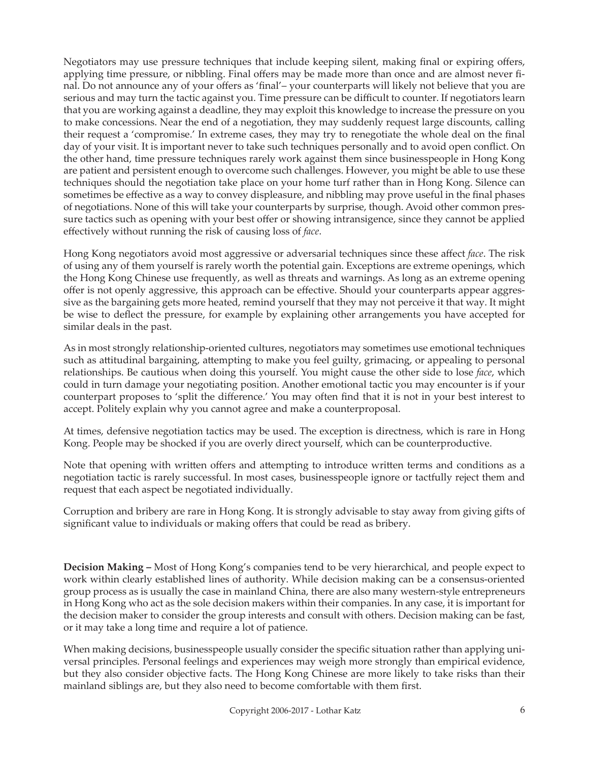Negotiators may use pressure techniques that include keeping silent, making final or expiring offers, applying time pressure, or nibbling. Final offers may be made more than once and are almost never final. Do not announce any of your offers as 'final'– your counterparts will likely not believe that you are serious and may turn the tactic against you. Time pressure can be difficult to counter. If negotiators learn that you are working against a deadline, they may exploit this knowledge to increase the pressure on you to make concessions. Near the end of a negotiation, they may suddenly request large discounts, calling their request a 'compromise.' In extreme cases, they may try to renegotiate the whole deal on the final day of your visit. It is important never to take such techniques personally and to avoid open conflict. On the other hand, time pressure techniques rarely work against them since businesspeople in Hong Kong are patient and persistent enough to overcome such challenges. However, you might be able to use these techniques should the negotiation take place on your home turf rather than in Hong Kong. Silence can sometimes be effective as a way to convey displeasure, and nibbling may prove useful in the final phases of negotiations. None of this will take your counterparts by surprise, though. Avoid other common pressure tactics such as opening with your best offer or showing intransigence, since they cannot be applied effectively without running the risk of causing loss of *face*.

Hong Kong negotiators avoid most aggressive or adversarial techniques since these affect *face*. The risk of using any of them yourself is rarely worth the potential gain. Exceptions are extreme openings, which the Hong Kong Chinese use frequently, as well as threats and warnings. As long as an extreme opening offer is not openly aggressive, this approach can be effective. Should your counterparts appear aggressive as the bargaining gets more heated, remind yourself that they may not perceive it that way. It might be wise to deflect the pressure, for example by explaining other arrangements you have accepted for similar deals in the past.

As in most strongly relationship-oriented cultures, negotiators may sometimes use emotional techniques such as attitudinal bargaining, attempting to make you feel guilty, grimacing, or appealing to personal relationships. Be cautious when doing this yourself. You might cause the other side to lose *face*, which could in turn damage your negotiating position. Another emotional tactic you may encounter is if your counterpart proposes to 'split the difference.' You may often find that it is not in your best interest to accept. Politely explain why you cannot agree and make a counterproposal.

At times, defensive negotiation tactics may be used. The exception is directness, which is rare in Hong Kong. People may be shocked if you are overly direct yourself, which can be counterproductive.

Note that opening with written offers and attempting to introduce written terms and conditions as a negotiation tactic is rarely successful. In most cases, businesspeople ignore or tactfully reject them and request that each aspect be negotiated individually.

Corruption and bribery are rare in Hong Kong. It is strongly advisable to stay away from giving gifts of significant value to individuals or making offers that could be read as bribery.

**Decision Making –** Most of Hong Kong's companies tend to be very hierarchical, and people expect to work within clearly established lines of authority. While decision making can be a consensus-oriented group process as is usually the case in mainland China, there are also many western-style entrepreneurs in Hong Kong who act as the sole decision makers within their companies. In any case, it is important for the decision maker to consider the group interests and consult with others. Decision making can be fast, or it may take a long time and require a lot of patience.

When making decisions, businesspeople usually consider the specific situation rather than applying universal principles. Personal feelings and experiences may weigh more strongly than empirical evidence, but they also consider objective facts. The Hong Kong Chinese are more likely to take risks than their mainland siblings are, but they also need to become comfortable with them first.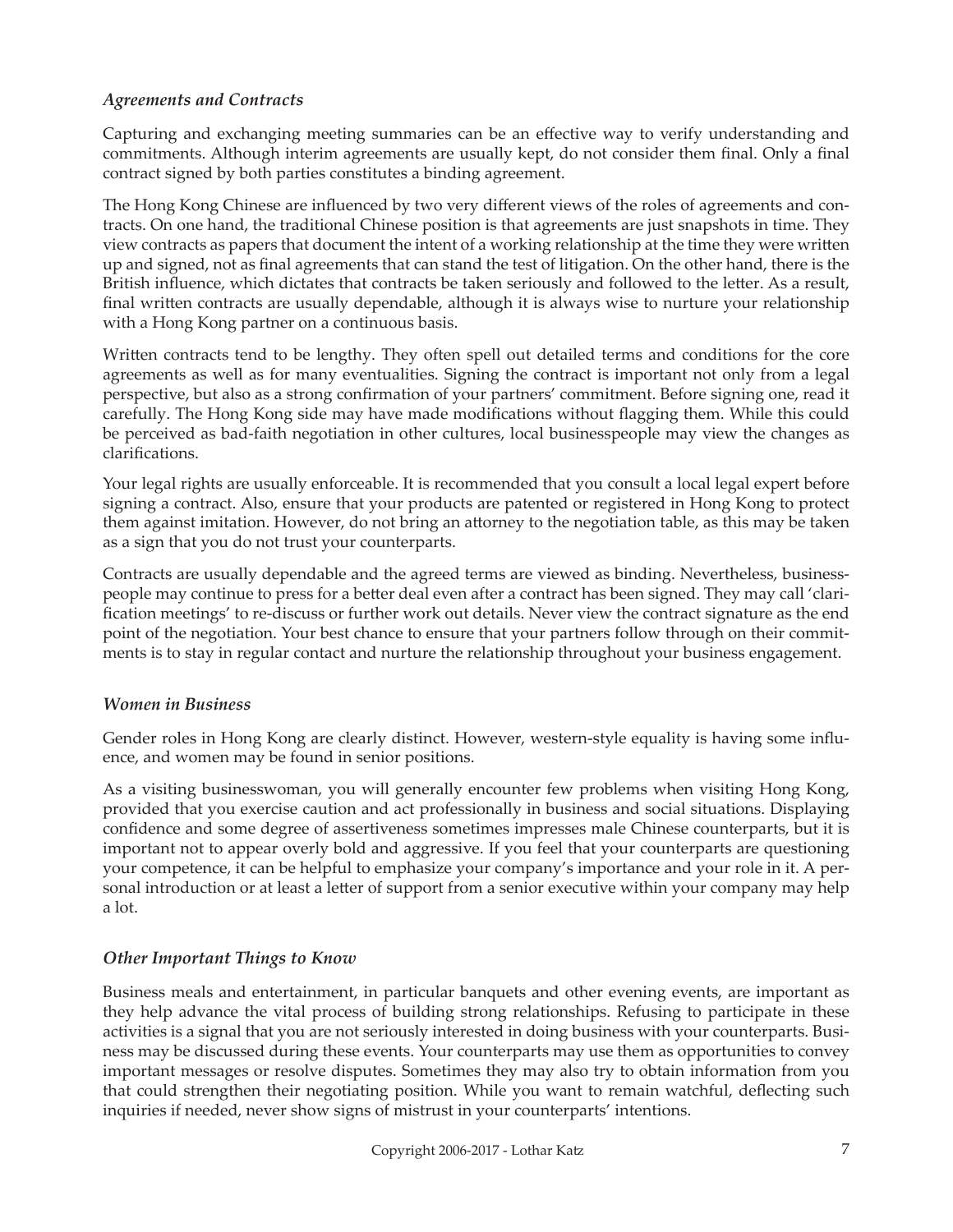### *Agreements and Contracts*

Capturing and exchanging meeting summaries can be an effective way to verify understanding and commitments. Although interim agreements are usually kept, do not consider them final. Only a final contract signed by both parties constitutes a binding agreement.

The Hong Kong Chinese are influenced by two very different views of the roles of agreements and contracts. On one hand, the traditional Chinese position is that agreements are just snapshots in time. They view contracts as papers that document the intent of a working relationship at the time they were written up and signed, not as final agreements that can stand the test of litigation. On the other hand, there is the British influence, which dictates that contracts be taken seriously and followed to the letter. As a result, final written contracts are usually dependable, although it is always wise to nurture your relationship with a Hong Kong partner on a continuous basis.

Written contracts tend to be lengthy. They often spell out detailed terms and conditions for the core agreements as well as for many eventualities. Signing the contract is important not only from a legal perspective, but also as a strong confirmation of your partners' commitment. Before signing one, read it carefully. The Hong Kong side may have made modifications without flagging them. While this could be perceived as bad-faith negotiation in other cultures, local businesspeople may view the changes as clarifications.

Your legal rights are usually enforceable. It is recommended that you consult a local legal expert before signing a contract. Also, ensure that your products are patented or registered in Hong Kong to protect them against imitation. However, do not bring an attorney to the negotiation table, as this may be taken as a sign that you do not trust your counterparts.

Contracts are usually dependable and the agreed terms are viewed as binding. Nevertheless, businesspeople may continue to press for a better deal even after a contract has been signed. They may call 'clarification meetings' to re-discuss or further work out details. Never view the contract signature as the end point of the negotiation. Your best chance to ensure that your partners follow through on their commitments is to stay in regular contact and nurture the relationship throughout your business engagement.

### *Women in Business*

Gender roles in Hong Kong are clearly distinct. However, western-style equality is having some influence, and women may be found in senior positions.

As a visiting businesswoman, you will generally encounter few problems when visiting Hong Kong, provided that you exercise caution and act professionally in business and social situations. Displaying confidence and some degree of assertiveness sometimes impresses male Chinese counterparts, but it is important not to appear overly bold and aggressive. If you feel that your counterparts are questioning your competence, it can be helpful to emphasize your company's importance and your role in it. A personal introduction or at least a letter of support from a senior executive within your company may help a lot.

### *Other Important Things to Know*

Business meals and entertainment, in particular banquets and other evening events, are important as they help advance the vital process of building strong relationships. Refusing to participate in these activities is a signal that you are not seriously interested in doing business with your counterparts. Business may be discussed during these events. Your counterparts may use them as opportunities to convey important messages or resolve disputes. Sometimes they may also try to obtain information from you that could strengthen their negotiating position. While you want to remain watchful, deflecting such inquiries if needed, never show signs of mistrust in your counterparts' intentions.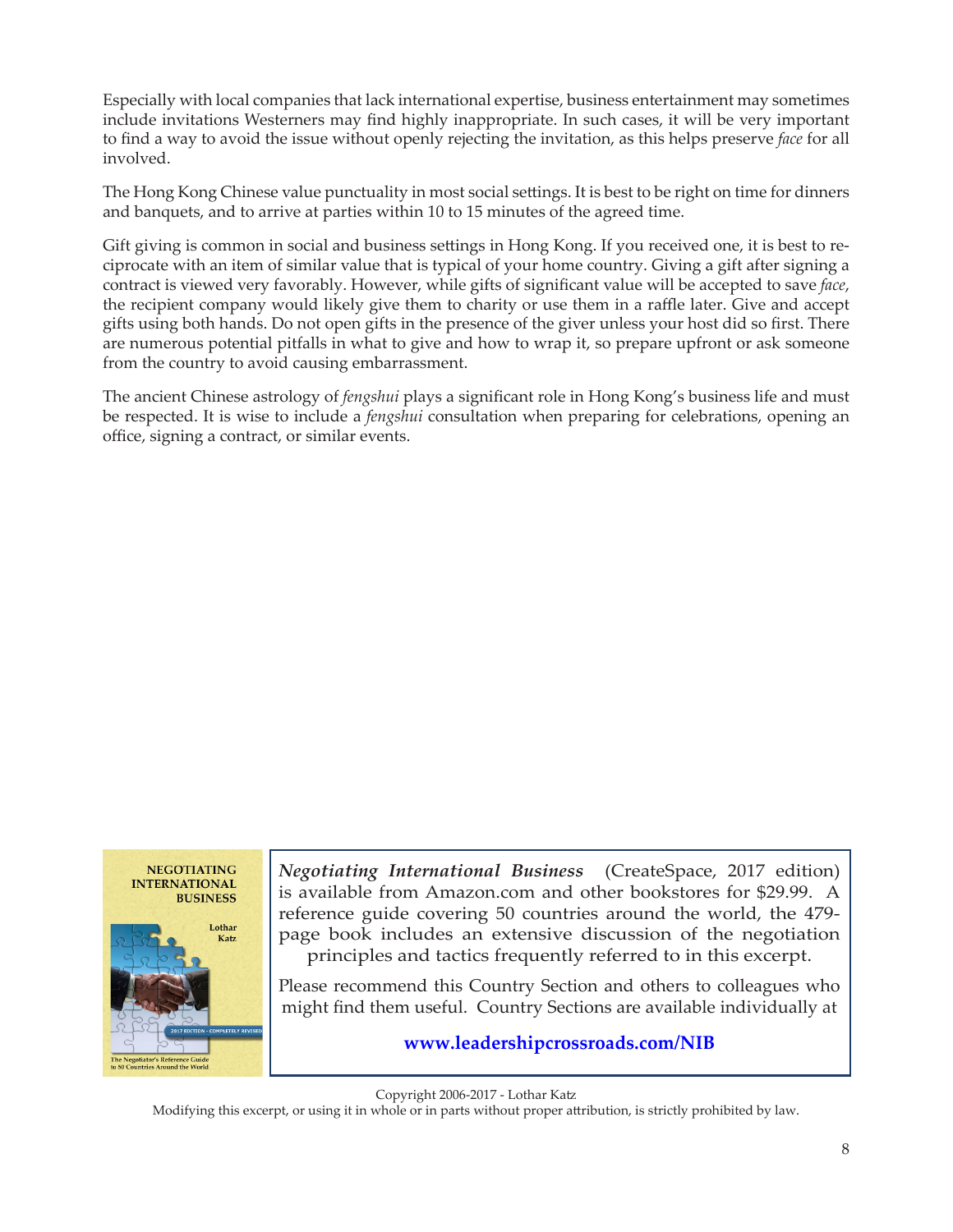Especially with local companies that lack international expertise, business entertainment may sometimes include invitations Westerners may find highly inappropriate. In such cases, it will be very important to find a way to avoid the issue without openly rejecting the invitation, as this helps preserve *face* for all involved.

The Hong Kong Chinese value punctuality in most social settings. It is best to be right on time for dinners and banquets, and to arrive at parties within 10 to 15 minutes of the agreed time.

Gift giving is common in social and business settings in Hong Kong. If you received one, it is best to reciprocate with an item of similar value that is typical of your home country. Giving a gift after signing a contract is viewed very favorably. However, while gifts of significant value will be accepted to save *face*, the recipient company would likely give them to charity or use them in a raffle later. Give and accept gifts using both hands. Do not open gifts in the presence of the giver unless your host did so first. There are numerous potential pitfalls in what to give and how to wrap it, so prepare upfront or ask someone from the country to avoid causing embarrassment.

The ancient Chinese astrology of *fengshui* plays a significant role in Hong Kong's business life and must be respected. It is wise to include a *fengshui* consultation when preparing for celebrations, opening an office, signing a contract, or similar events.

NEGOTIATING INTERNATIONAL BUSINESS

Lothar Katz

2017 EDITION - COMPLETELY REVISED

The Negotiator's Reference Guide to 50 Countries Around the World

***Negotiating International Business*** (CreateSpace, 2017 edition) is available from Amazon.com and other bookstores for $29.99. A reference guide covering 50 countries around the world, the 479-page book includes an extensive discussion of the negotiation principles and tactics frequently referred to in this excerpt.

Please recommend this Country Section and others to colleagues who might find them useful. Country Sections are available individually at

**www.leadershipcrossroads.com/NIB**

Copyright 2006-2017 - Lothar Katz

Modifying this excerpt, or using it in whole or in parts without proper attribution, is strictly prohibited by law.